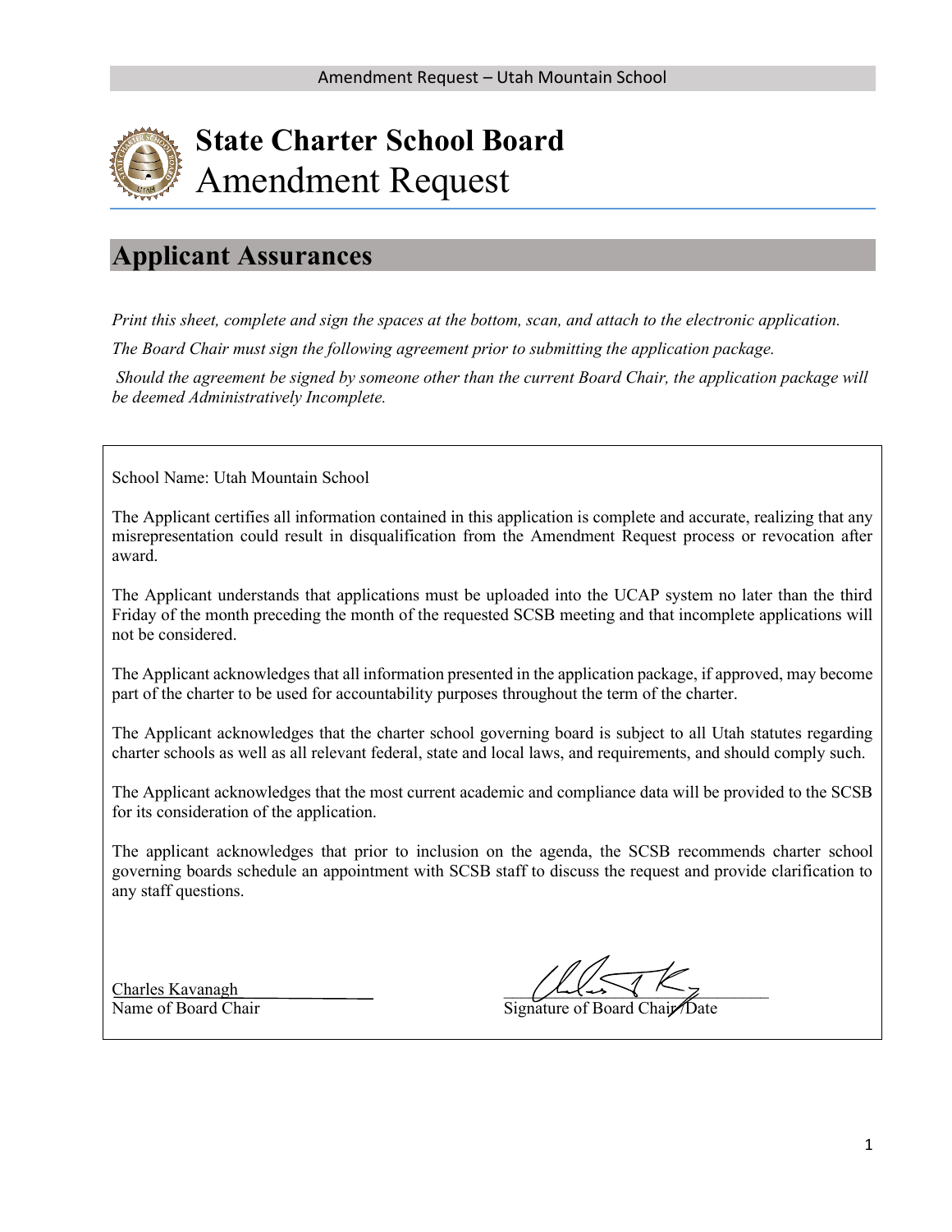# State Charter School Board

## Amendment Request

## Applicant Assurances

*Print this sheet, complete and sign the spaces at the bottom, scan, and attach to the electronic application.*

*The Board Chair must sign the following agreement prior to submitting the application package.*

*Should the agreement be signed by someone other than the current Board Chair, the application package will be deemed Administratively Incomplete.*

School Name: Utah Mountain School

The Applicant certifies all information contained in this application is complete and accurate, realizing that any misrepresentation could result in disqualification from the Amendment Request process or revocation after award.

The Applicant understands that applications must be uploaded into the UCAP system no later than the third Friday of the month preceding the month of the requested SCSB meeting and that incomplete applications will not be considered.

The Applicant acknowledges that all information presented in the application package, if approved, may become part of the charter to be used for accountability purposes throughout the term of the charter.

The Applicant acknowledges that the charter school governing board is subject to all Utah statutes regarding charter schools as well as all relevant federal, state and local laws, and requirements, and should comply such.

The Applicant acknowledges that the most current academic and compliance data will be provided to the SCSB for its consideration of the application.

The applicant acknowledges that prior to inclusion on the agenda, the SCSB recommends charter school governing boards schedule an appointment with SCSB staff to discuss the request and provide clarification to any staff questions.

Charles Kavanagh
Name of Board Chair

Signature of Board Chair/Date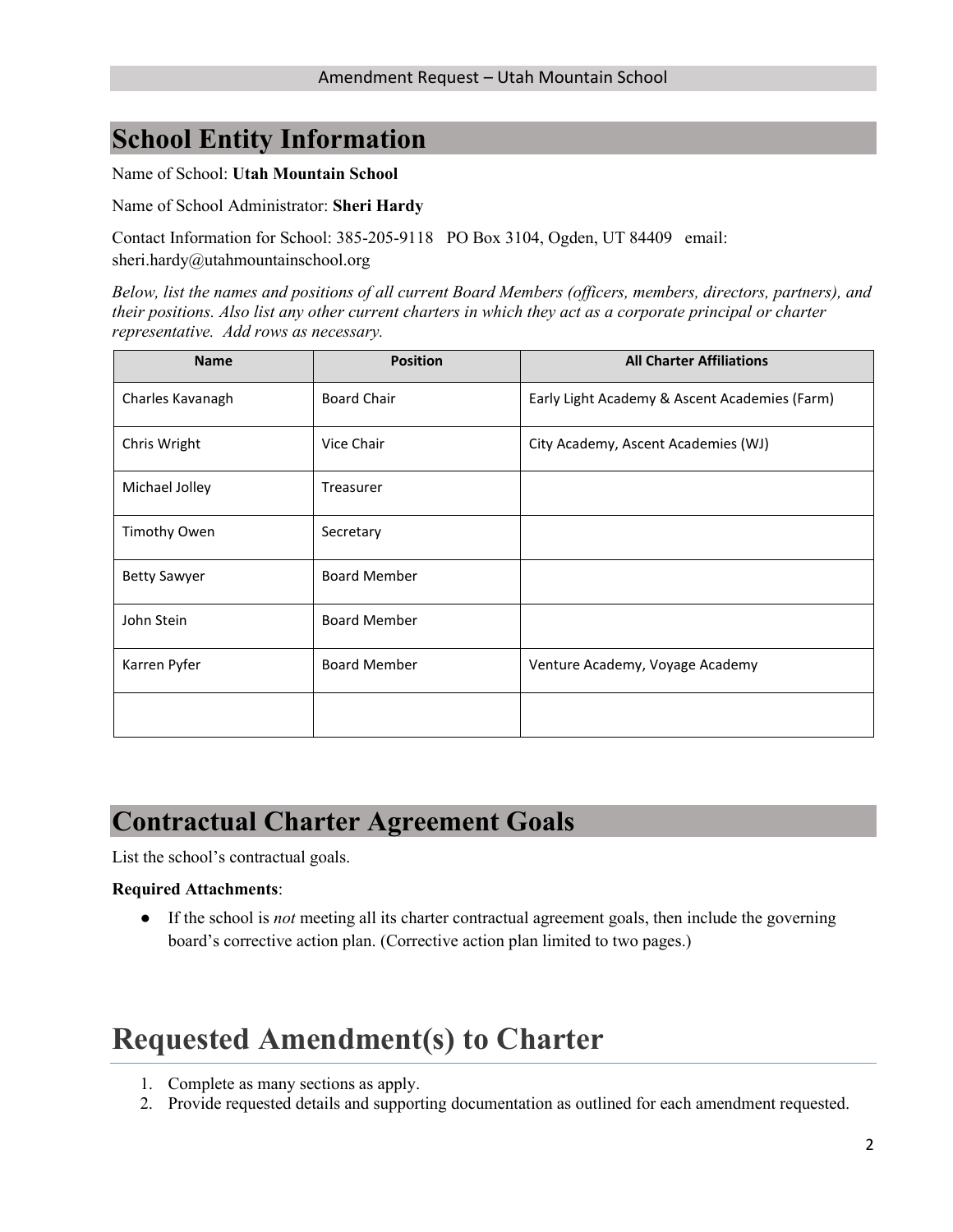# School Entity Information

Name of School: **Utah Mountain School**

Name of School Administrator: **Sheri Hardy**

Contact Information for School: 385-205-9118   PO Box 3104, Ogden, UT 84409   email: sheri.hardy@utahmountainschool.org

*Below, list the names and positions of all current Board Members (officers, members, directors, partners), and their positions. Also list any other current charters in which they act as a corporate principal or charter representative. Add rows as necessary.*

| Name | Position | All Charter Affiliations |
|---|---|---|
| Charles Kavanagh | Board Chair | Early Light Academy & Ascent Academies (Farm) |
| Chris Wright | Vice Chair | City Academy, Ascent Academies (WJ) |
| Michael Jolley | Treasurer | |
| Timothy Owen | Secretary | |
| Betty Sawyer | Board Member | |
| John Stein | Board Member | |
| Karren Pyfer | Board Member | Venture Academy, Voyage Academy |
| | | |

# Contractual Charter Agreement Goals

List the school's contractual goals.

**Required Attachments**:

- If the school is *not* meeting all its charter contractual agreement goals, then include the governing board's corrective action plan. (Corrective action plan limited to two pages.)

# Requested Amendment(s) to Charter

1. Complete as many sections as apply.
2. Provide requested details and supporting documentation as outlined for each amendment requested.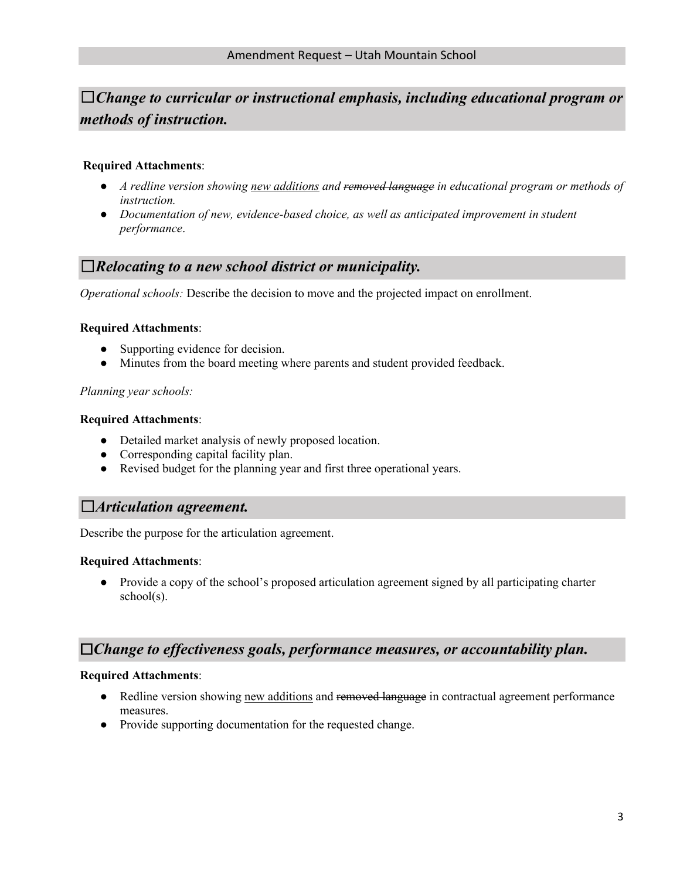## ☐*Change to curricular or instructional emphasis, including educational program or methods of instruction.*

**Required Attachments**:

- *A redline version showing <u>new additions</u> and ~~removed language~~ in educational program or methods of instruction.*
- *Documentation of new, evidence-based choice, as well as anticipated improvement in student performance*.

## ☐*Relocating to a new school district or municipality.*

*Operational schools:* Describe the decision to move and the projected impact on enrollment.

**Required Attachments**:

- Supporting evidence for decision.
- Minutes from the board meeting where parents and student provided feedback.

*Planning year schools:*

**Required Attachments**:

- Detailed market analysis of newly proposed location.
- Corresponding capital facility plan.
- Revised budget for the planning year and first three operational years.

## ☐*Articulation agreement.*

Describe the purpose for the articulation agreement.

**Required Attachments**:

- Provide a copy of the school's proposed articulation agreement signed by all participating charter school(s).

## ☐*Change to effectiveness goals, performance measures, or accountability plan.*

**Required Attachments**:

- Redline version showing <u>new additions</u> and ~~removed language~~ in contractual agreement performance measures.
- Provide supporting documentation for the requested change.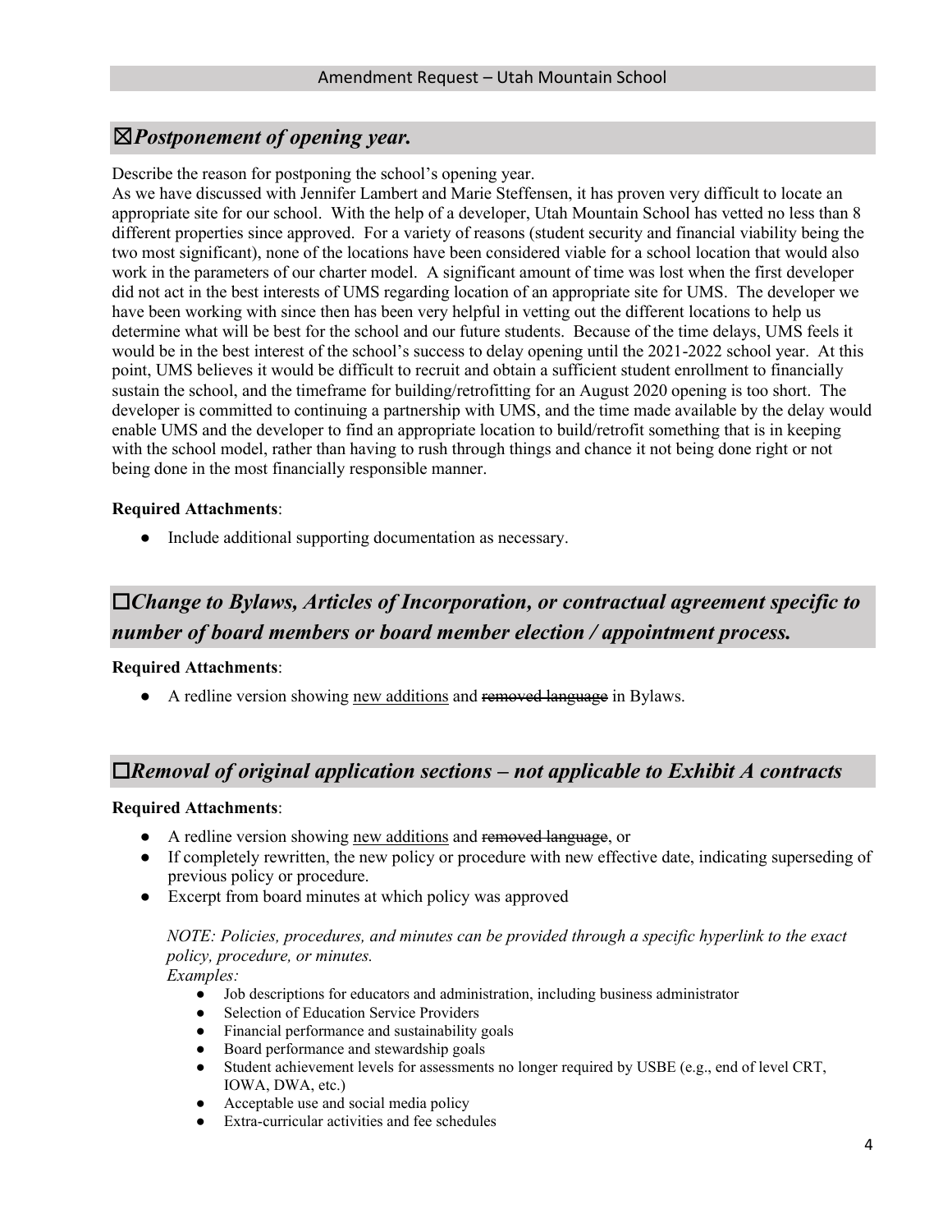## ☒*Postponement of opening year.*

Describe the reason for postponing the school's opening year.

As we have discussed with Jennifer Lambert and Marie Steffensen, it has proven very difficult to locate an appropriate site for our school. With the help of a developer, Utah Mountain School has vetted no less than 8 different properties since approved. For a variety of reasons (student security and financial viability being the two most significant), none of the locations have been considered viable for a school location that would also work in the parameters of our charter model. A significant amount of time was lost when the first developer did not act in the best interests of UMS regarding location of an appropriate site for UMS. The developer we have been working with since then has been very helpful in vetting out the different locations to help us determine what will be best for the school and our future students. Because of the time delays, UMS feels it would be in the best interest of the school's success to delay opening until the 2021-2022 school year. At this point, UMS believes it would be difficult to recruit and obtain a sufficient student enrollment to financially sustain the school, and the timeframe for building/retrofitting for an August 2020 opening is too short. The developer is committed to continuing a partnership with UMS, and the time made available by the delay would enable UMS and the developer to find an appropriate location to build/retrofit something that is in keeping with the school model, rather than having to rush through things and chance it not being done right or not being done in the most financially responsible manner.

**Required Attachments**:

- Include additional supporting documentation as necessary.

## ☐*Change to Bylaws, Articles of Incorporation, or contractual agreement specific to number of board members or board member election / appointment process.*

**Required Attachments**:

- A redline version showing <u>new additions</u> and ~~removed language~~ in Bylaws.

## ☐*Removal of original application sections – not applicable to Exhibit A contracts*

**Required Attachments**:

- A redline version showing <u>new additions</u> and ~~removed language~~, or
- If completely rewritten, the new policy or procedure with new effective date, indicating superseding of previous policy or procedure.
- Excerpt from board minutes at which policy was approved

*NOTE: Policies, procedures, and minutes can be provided through a specific hyperlink to the exact policy, procedure, or minutes.*
*Examples:*

- Job descriptions for educators and administration, including business administrator
- Selection of Education Service Providers
- Financial performance and sustainability goals
- Board performance and stewardship goals
- Student achievement levels for assessments no longer required by USBE (e.g., end of level CRT, IOWA, DWA, etc.)
- Acceptable use and social media policy
- Extra-curricular activities and fee schedules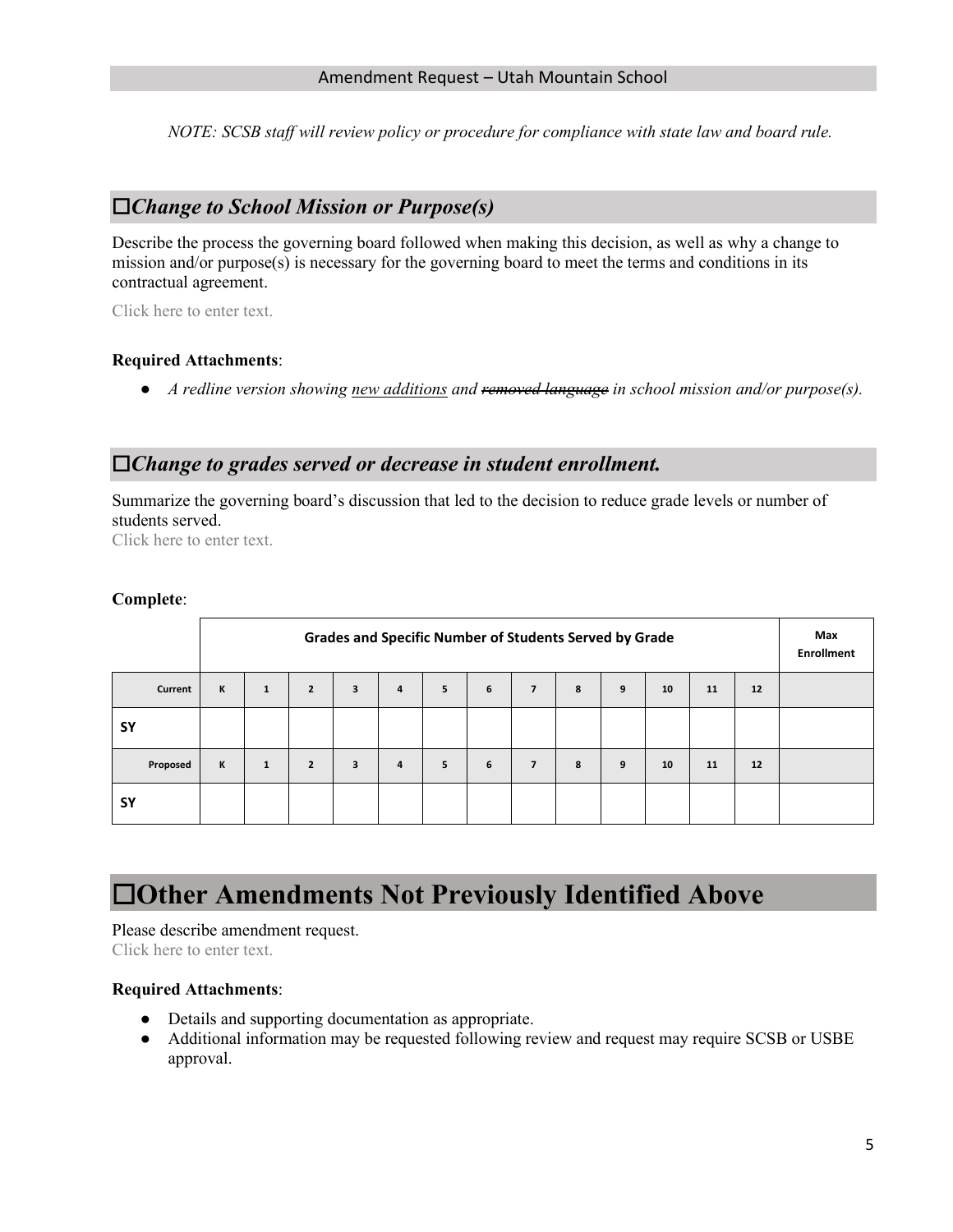*NOTE: SCSB staff will review policy or procedure for compliance with state law and board rule.*

## ☐*Change to School Mission or Purpose(s)*

Describe the process the governing board followed when making this decision, as well as why a change to mission and/or purpose(s) is necessary for the governing board to meet the terms and conditions in its contractual agreement.

Click here to enter text.

**Required Attachments**:

- *A redline version showing <u>new additions</u> and ~~removed language~~ in school mission and/or purpose(s).*

## ☐*Change to grades served or decrease in student enrollment.*

Summarize the governing board's discussion that led to the decision to reduce grade levels or number of students served.
Click here to enter text.

**Complete**:

| | Grades and Specific Number of Students Served by Grade | | | | | | | | | | | | | Max Enrollment |
|---|---|---|---|---|---|---|---|---|---|---|---|---|---|---|
| Current | K | 1 | 2 | 3 | 4 | 5 | 6 | 7 | 8 | 9 | 10 | 11 | 12 | |
| SY | | | | | | | | | | | | | | |
| Proposed | K | 1 | 2 | 3 | 4 | 5 | 6 | 7 | 8 | 9 | 10 | 11 | 12 | |
| SY | | | | | | | | | | | | | | |

# ☐Other Amendments Not Previously Identified Above

Please describe amendment request.
Click here to enter text.

**Required Attachments**:

- Details and supporting documentation as appropriate.
- Additional information may be requested following review and request may require SCSB or USBE approval.